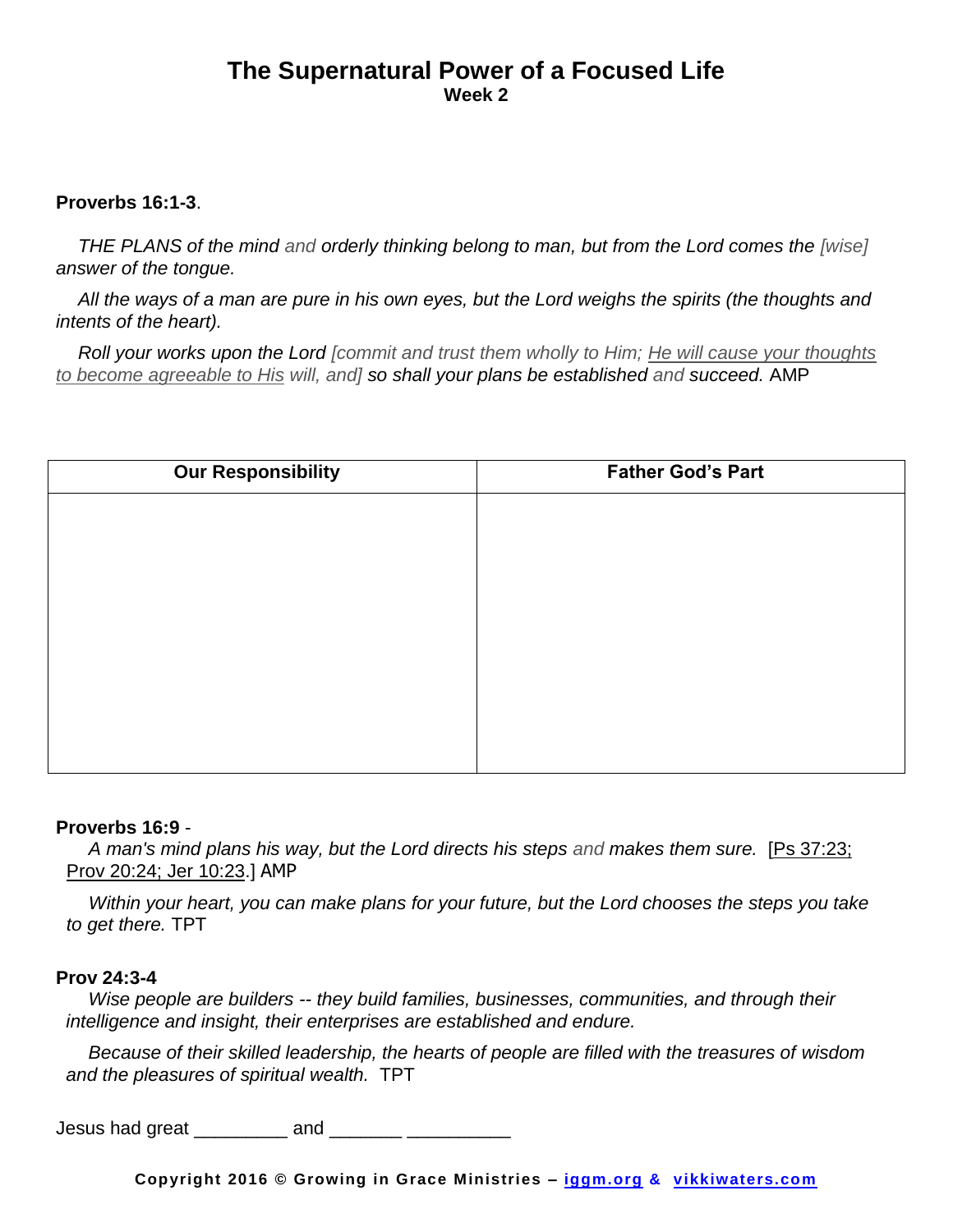# The Supernatural Power of a Focused Life

**Week 2**

**Proverbs 16:1-3**.

*THE PLANS of the mind and orderly thinking belong to man, but from the Lord comes the [wise] answer of the tongue.*

*All the ways of a man are pure in his own eyes, but the Lord weighs the spirits (the thoughts and intents of the heart).*

*Roll your works upon the Lord [commit and trust them wholly to Him; He will cause your thoughts to become agreeable to His will, and] so shall your plans be established and succeed.* AMP

| Our Responsibility | Father God's Part |
|---|---|
| | |

**Proverbs 16:9** -

*A man's mind plans his way, but the Lord directs his steps and makes them sure.* [Ps 37:23; Prov 20:24; Jer 10:23.] AMP

*Within your heart, you can make plans for your future, but the Lord chooses the steps you take to get there.* TPT

**Prov 24:3-4**

*Wise people are builders -- they build families, businesses, communities, and through their intelligence and insight, their enterprises are established and endure.*

*Because of their skilled leadership, the hearts of people are filled with the treasures of wisdom and the pleasures of spiritual wealth.* TPT

Jesus had great _________ and _______ __________

**Copyright 2016 © Growing in Grace Ministries – iggm.org & vikkiwaters.com**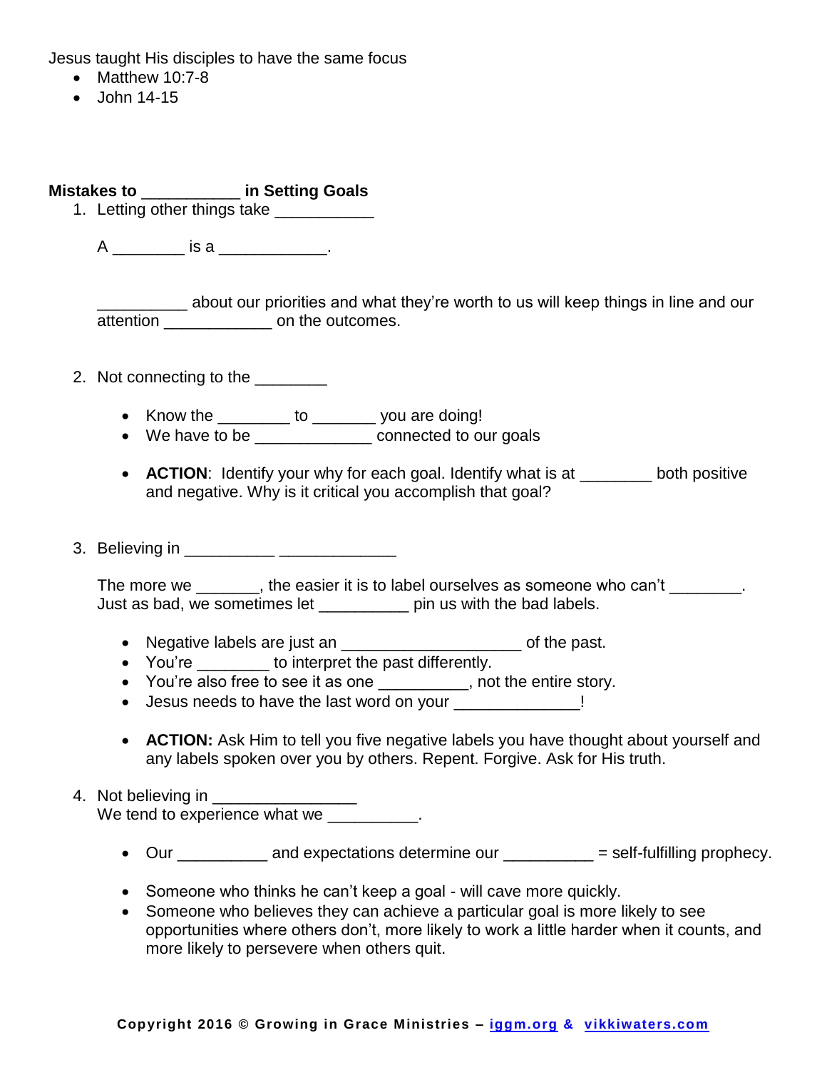Jesus taught His disciples to have the same focus

- Matthew 10:7-8
- John 14-15

**Mistakes to ___________ in Setting Goals**

1. Letting other things take ___________

   A ________ is a ____________.

   __________ about our priorities and what they're worth to us will keep things in line and our attention ____________ on the outcomes.

2. Not connecting to the ________

   - Know the ________ to _______ you are doing!
   - We have to be _____________ connected to our goals

   - **ACTION**: Identify your why for each goal. Identify what is at ________ both positive and negative. Why is it critical you accomplish that goal?

3. Believing in __________ _____________

   The more we _______, the easier it is to label ourselves as someone who can't ________. Just as bad, we sometimes let __________ pin us with the bad labels.

   - Negative labels are just an ____________________ of the past.
   - You're ________ to interpret the past differently.
   - You're also free to see it as one __________, not the entire story.
   - Jesus needs to have the last word on your ______________!

   - **ACTION:** Ask Him to tell you five negative labels you have thought about yourself and any labels spoken over you by others. Repent. Forgive. Ask for His truth.

4. Not believing in ________________
   We tend to experience what we __________.

   - Our __________ and expectations determine our __________ = self-fulfilling prophecy.

   - Someone who thinks he can't keep a goal - will cave more quickly.
   - Someone who believes they can achieve a particular goal is more likely to see opportunities where others don't, more likely to work a little harder when it counts, and more likely to persevere when others quit.

**Copyright 2016 © Growing in Grace Ministries – iggm.org & vikkiwaters.com**